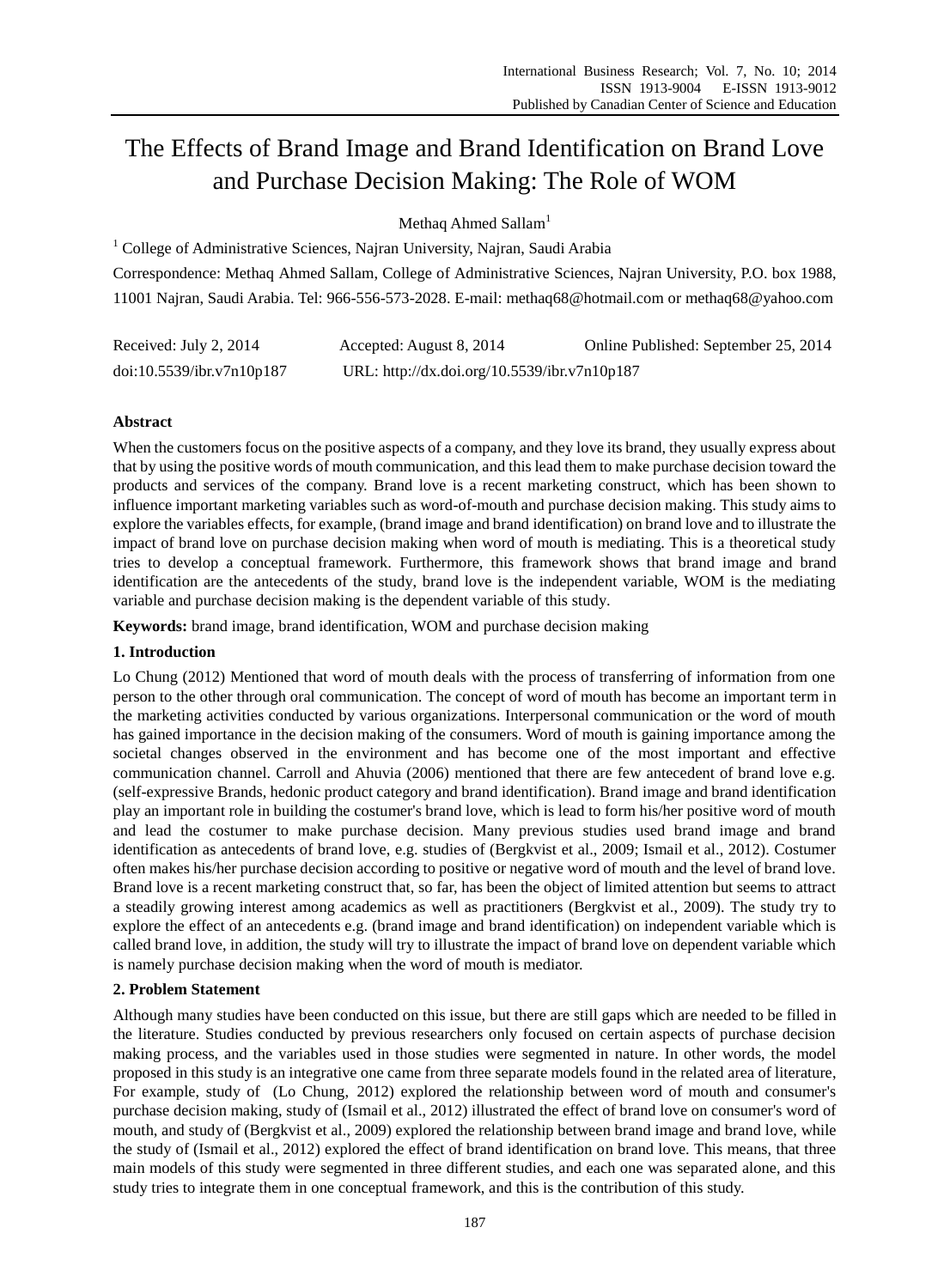# The Effects of Brand Image and Brand Identification on Brand Love and Purchase Decision Making: The Role of WOM

Methaq Ahmed Sallam[1]

[1] College of Administrative Sciences, Najran University, Najran, Saudi Arabia

Correspondence: Methaq Ahmed Sallam, College of Administrative Sciences, Najran University, P.O. box 1988, 11001 Najran, Saudi Arabia. Tel: 966-556-573-2028. E-mail: methaq68@hotmail.com or methaq68@yahoo.com

Received: July 2, 2014 Accepted: August 8, 2014 Online Published: September 25, 2014

doi:10.5539/ibr.v7n10p187 URL: http://dx.doi.org/10.5539/ibr.v7n10p187

**Abstract**

When the customers focus on the positive aspects of a company, and they love its brand, they usually express about that by using the positive words of mouth communication, and this lead them to make purchase decision toward the products and services of the company. Brand love is a recent marketing construct, which has been shown to influence important marketing variables such as word-of-mouth and purchase decision making. This study aims to explore the variables effects, for example, (brand image and brand identification) on brand love and to illustrate the impact of brand love on purchase decision making when word of mouth is mediating. This is a theoretical study tries to develop a conceptual framework. Furthermore, this framework shows that brand image and brand identification are the antecedents of the study, brand love is the independent variable, WOM is the mediating variable and purchase decision making is the dependent variable of this study.

**Keywords:** brand image, brand identification, WOM and purchase decision making

## 1. Introduction

Lo Chung (2012) Mentioned that word of mouth deals with the process of transferring of information from one person to the other through oral communication. The concept of word of mouth has become an important term in the marketing activities conducted by various organizations. Interpersonal communication or the word of mouth has gained importance in the decision making of the consumers. Word of mouth is gaining importance among the societal changes observed in the environment and has become one of the most important and effective communication channel. Carroll and Ahuvia (2006) mentioned that there are few antecedent of brand love e.g. (self-expressive Brands, hedonic product category and brand identification). Brand image and brand identification play an important role in building the costumer's brand love, which is lead to form his/her positive word of mouth and lead the costumer to make purchase decision. Many previous studies used brand image and brand identification as antecedents of brand love, e.g. studies of (Bergkvist et al., 2009; Ismail et al., 2012). Costumer often makes his/her purchase decision according to positive or negative word of mouth and the level of brand love. Brand love is a recent marketing construct that, so far, has been the object of limited attention but seems to attract a steadily growing interest among academics as well as practitioners (Bergkvist et al., 2009). The study try to explore the effect of an antecedents e.g. (brand image and brand identification) on independent variable which is called brand love, in addition, the study will try to illustrate the impact of brand love on dependent variable which is namely purchase decision making when the word of mouth is mediator.

## 2. Problem Statement

Although many studies have been conducted on this issue, but there are still gaps which are needed to be filled in the literature. Studies conducted by previous researchers only focused on certain aspects of purchase decision making process, and the variables used in those studies were segmented in nature. In other words, the model proposed in this study is an integrative one came from three separate models found in the related area of literature, For example, study of (Lo Chung, 2012) explored the relationship between word of mouth and consumer's purchase decision making, study of (Ismail et al., 2012) illustrated the effect of brand love on consumer's word of mouth, and study of (Bergkvist et al., 2009) explored the relationship between brand image and brand love, while the study of (Ismail et al., 2012) explored the effect of brand identification on brand love. This means, that three main models of this study were segmented in three different studies, and each one was separated alone, and this study tries to integrate them in one conceptual framework, and this is the contribution of this study.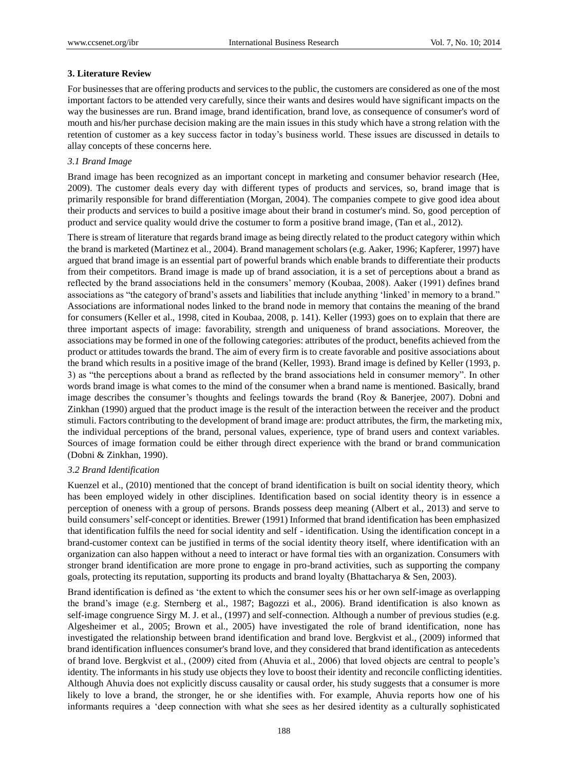## 3. Literature Review

For businesses that are offering products and services to the public, the customers are considered as one of the most important factors to be attended very carefully, since their wants and desires would have significant impacts on the way the businesses are run. Brand image, brand identification, brand love, as consequence of consumer's word of mouth and his/her purchase decision making are the main issues in this study which have a strong relation with the retention of customer as a key success factor in today's business world. These issues are discussed in details to allay concepts of these concerns here.

### 3.1 Brand Image

Brand image has been recognized as an important concept in marketing and consumer behavior research (Hee, 2009). The customer deals every day with different types of products and services, so, brand image that is primarily responsible for brand differentiation (Morgan, 2004). The companies compete to give good idea about their products and services to build a positive image about their brand in costumer's mind. So, good perception of product and service quality would drive the costumer to form a positive brand image, (Tan et al., 2012).

There is stream of literature that regards brand image as being directly related to the product category within which the brand is marketed (Martinez et al., 2004). Brand management scholars (e.g. Aaker, 1996; Kapferer, 1997) have argued that brand image is an essential part of powerful brands which enable brands to differentiate their products from their competitors. Brand image is made up of brand association, it is a set of perceptions about a brand as reflected by the brand associations held in the consumers' memory (Koubaa, 2008). Aaker (1991) defines brand associations as "the category of brand's assets and liabilities that include anything 'linked' in memory to a brand." Associations are informational nodes linked to the brand node in memory that contains the meaning of the brand for consumers (Keller et al., 1998, cited in Koubaa, 2008, p. 141). Keller (1993) goes on to explain that there are three important aspects of image: favorability, strength and uniqueness of brand associations. Moreover, the associations may be formed in one of the following categories: attributes of the product, benefits achieved from the product or attitudes towards the brand. The aim of every firm is to create favorable and positive associations about the brand which results in a positive image of the brand (Keller, 1993). Brand image is defined by Keller (1993, p. 3) as "the perceptions about a brand as reflected by the brand associations held in consumer memory". In other words brand image is what comes to the mind of the consumer when a brand name is mentioned. Basically, brand image describes the consumer's thoughts and feelings towards the brand (Roy & Banerjee, 2007). Dobni and Zinkhan (1990) argued that the product image is the result of the interaction between the receiver and the product stimuli. Factors contributing to the development of brand image are: product attributes, the firm, the marketing mix, the individual perceptions of the brand, personal values, experience, type of brand users and context variables. Sources of image formation could be either through direct experience with the brand or brand communication (Dobni & Zinkhan, 1990).

### 3.2 Brand Identification

Kuenzel et al., (2010) mentioned that the concept of brand identification is built on social identity theory, which has been employed widely in other disciplines. Identification based on social identity theory is in essence a perception of oneness with a group of persons. Brands possess deep meaning (Albert et al., 2013) and serve to build consumers' self-concept or identities. Brewer (1991) Informed that brand identification has been emphasized that identification fulfils the need for social identity and self - identification. Using the identification concept in a brand-customer context can be justified in terms of the social identity theory itself, where identification with an organization can also happen without a need to interact or have formal ties with an organization. Consumers with stronger brand identification are more prone to engage in pro-brand activities, such as supporting the company goals, protecting its reputation, supporting its products and brand loyalty (Bhattacharya & Sen, 2003).

Brand identification is defined as 'the extent to which the consumer sees his or her own self-image as overlapping the brand's image (e.g. Sternberg et al., 1987; Bagozzi et al., 2006). Brand identification is also known as self-image congruence Sirgy M. J. et al., (1997) and self-connection. Although a number of previous studies (e.g. Algesheimer et al., 2005; Brown et al., 2005) have investigated the role of brand identification, none has investigated the relationship between brand identification and brand love. Bergkvist et al., (2009) informed that brand identification influences consumer's brand love, and they considered that brand identification as antecedents of brand love. Bergkvist et al., (2009) cited from (Ahuvia et al., 2006) that loved objects are central to people's identity. The informants in his study use objects they love to boost their identity and reconcile conflicting identities. Although Ahuvia does not explicitly discuss causality or causal order, his study suggests that a consumer is more likely to love a brand, the stronger, he or she identifies with. For example, Ahuvia reports how one of his informants requires a 'deep connection with what she sees as her desired identity as a culturally sophisticated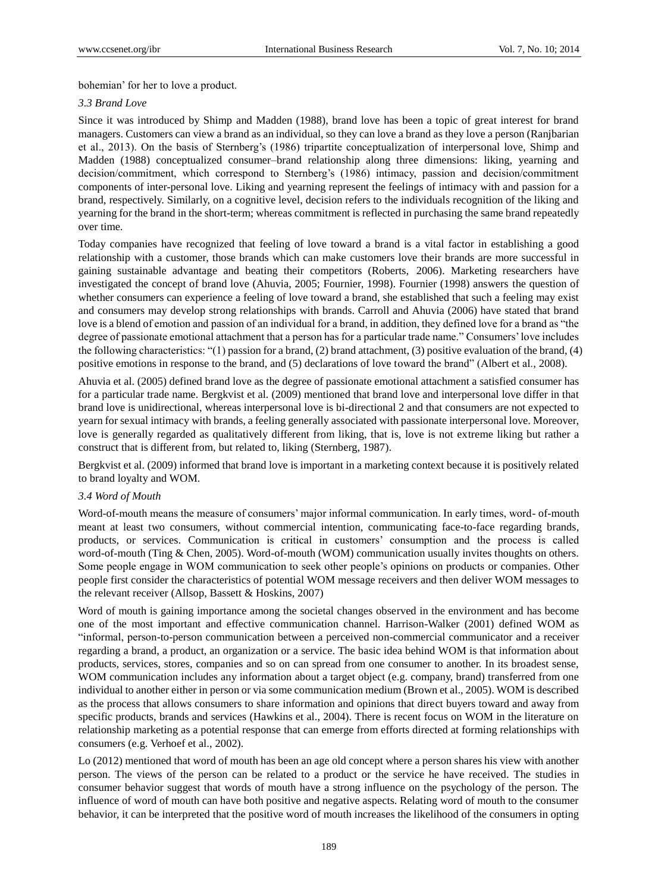bohemian' for her to love a product.

### *3.3 Brand Love*

Since it was introduced by Shimp and Madden (1988), brand love has been a topic of great interest for brand managers. Customers can view a brand as an individual, so they can love a brand as they love a person (Ranjbarian et al., 2013). On the basis of Sternberg's (1986) tripartite conceptualization of interpersonal love, Shimp and Madden (1988) conceptualized consumer–brand relationship along three dimensions: liking, yearning and decision/commitment, which correspond to Sternberg's (1986) intimacy, passion and decision/commitment components of inter-personal love. Liking and yearning represent the feelings of intimacy with and passion for a brand, respectively. Similarly, on a cognitive level, decision refers to the individuals recognition of the liking and yearning for the brand in the short-term; whereas commitment is reflected in purchasing the same brand repeatedly over time.

Today companies have recognized that feeling of love toward a brand is a vital factor in establishing a good relationship with a customer, those brands which can make customers love their brands are more successful in gaining sustainable advantage and beating their competitors (Roberts, 2006). Marketing researchers have investigated the concept of brand love (Ahuvia, 2005; Fournier, 1998). Fournier (1998) answers the question of whether consumers can experience a feeling of love toward a brand, she established that such a feeling may exist and consumers may develop strong relationships with brands. Carroll and Ahuvia (2006) have stated that brand love is a blend of emotion and passion of an individual for a brand, in addition, they defined love for a brand as "the degree of passionate emotional attachment that a person has for a particular trade name." Consumers' love includes the following characteristics: "(1) passion for a brand, (2) brand attachment, (3) positive evaluation of the brand, (4) positive emotions in response to the brand, and (5) declarations of love toward the brand" (Albert et al., 2008).

Ahuvia et al. (2005) defined brand love as the degree of passionate emotional attachment a satisfied consumer has for a particular trade name. Bergkvist et al. (2009) mentioned that brand love and interpersonal love differ in that brand love is unidirectional, whereas interpersonal love is bi-directional 2 and that consumers are not expected to yearn for sexual intimacy with brands, a feeling generally associated with passionate interpersonal love. Moreover, love is generally regarded as qualitatively different from liking, that is, love is not extreme liking but rather a construct that is different from, but related to, liking (Sternberg, 1987).

Bergkvist et al. (2009) informed that brand love is important in a marketing context because it is positively related to brand loyalty and WOM.

### *3.4 Word of Mouth*

Word-of-mouth means the measure of consumers' major informal communication. In early times, word- of-mouth meant at least two consumers, without commercial intention, communicating face-to-face regarding brands, products, or services. Communication is critical in customers' consumption and the process is called word-of-mouth (Ting & Chen, 2005). Word-of-mouth (WOM) communication usually invites thoughts on others. Some people engage in WOM communication to seek other people's opinions on products or companies. Other people first consider the characteristics of potential WOM message receivers and then deliver WOM messages to the relevant receiver (Allsop, Bassett & Hoskins, 2007)

Word of mouth is gaining importance among the societal changes observed in the environment and has become one of the most important and effective communication channel. Harrison-Walker (2001) defined WOM as "informal, person-to-person communication between a perceived non-commercial communicator and a receiver regarding a brand, a product, an organization or a service. The basic idea behind WOM is that information about products, services, stores, companies and so on can spread from one consumer to another. In its broadest sense, WOM communication includes any information about a target object (e.g. company, brand) transferred from one individual to another either in person or via some communication medium (Brown et al., 2005). WOM is described as the process that allows consumers to share information and opinions that direct buyers toward and away from specific products, brands and services (Hawkins et al., 2004). There is recent focus on WOM in the literature on relationship marketing as a potential response that can emerge from efforts directed at forming relationships with consumers (e.g. Verhoef et al., 2002).

Lo (2012) mentioned that word of mouth has been an age old concept where a person shares his view with another person. The views of the person can be related to a product or the service he have received. The studies in consumer behavior suggest that words of mouth have a strong influence on the psychology of the person. The influence of word of mouth can have both positive and negative aspects. Relating word of mouth to the consumer behavior, it can be interpreted that the positive word of mouth increases the likelihood of the consumers in opting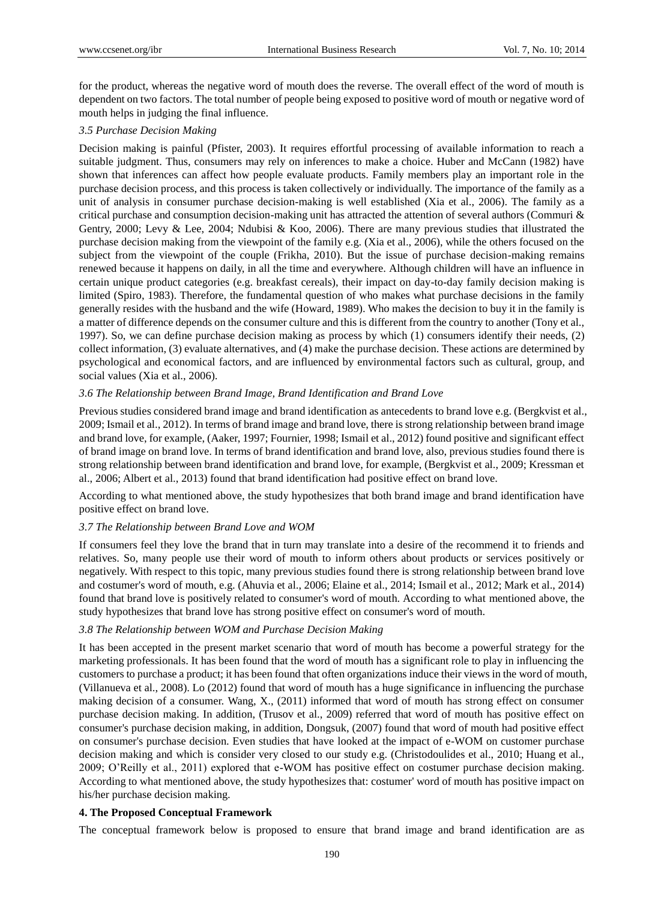for the product, whereas the negative word of mouth does the reverse. The overall effect of the word of mouth is dependent on two factors. The total number of people being exposed to positive word of mouth or negative word of mouth helps in judging the final influence.

### *3.5 Purchase Decision Making*

Decision making is painful (Pfister, 2003). It requires effortful processing of available information to reach a suitable judgment. Thus, consumers may rely on inferences to make a choice. Huber and McCann (1982) have shown that inferences can affect how people evaluate products. Family members play an important role in the purchase decision process, and this process is taken collectively or individually. The importance of the family as a unit of analysis in consumer purchase decision-making is well established (Xia et al., 2006). The family as a critical purchase and consumption decision-making unit has attracted the attention of several authors (Commuri & Gentry, 2000; Levy & Lee, 2004; Ndubisi & Koo, 2006). There are many previous studies that illustrated the purchase decision making from the viewpoint of the family e.g. (Xia et al., 2006), while the others focused on the subject from the viewpoint of the couple (Frikha, 2010). But the issue of purchase decision-making remains renewed because it happens on daily, in all the time and everywhere. Although children will have an influence in certain unique product categories (e.g. breakfast cereals), their impact on day-to-day family decision making is limited (Spiro, 1983). Therefore, the fundamental question of who makes what purchase decisions in the family generally resides with the husband and the wife (Howard, 1989). Who makes the decision to buy it in the family is a matter of difference depends on the consumer culture and this is different from the country to another (Tony et al., 1997). So, we can define purchase decision making as process by which (1) consumers identify their needs, (2) collect information, (3) evaluate alternatives, and (4) make the purchase decision. These actions are determined by psychological and economical factors, and are influenced by environmental factors such as cultural, group, and social values (Xia et al., 2006).

### *3.6 The Relationship between Brand Image, Brand Identification and Brand Love*

Previous studies considered brand image and brand identification as antecedents to brand love e.g. (Bergkvist et al., 2009; Ismail et al., 2012). In terms of brand image and brand love, there is strong relationship between brand image and brand love, for example, (Aaker, 1997; Fournier, 1998; Ismail et al., 2012) found positive and significant effect of brand image on brand love. In terms of brand identification and brand love, also, previous studies found there is strong relationship between brand identification and brand love, for example, (Bergkvist et al., 2009; Kressman et al., 2006; Albert et al., 2013) found that brand identification had positive effect on brand love.

According to what mentioned above, the study hypothesizes that both brand image and brand identification have positive effect on brand love.

### *3.7 The Relationship between Brand Love and WOM*

If consumers feel they love the brand that in turn may translate into a desire of the recommend it to friends and relatives. So, many people use their word of mouth to inform others about products or services positively or negatively. With respect to this topic, many previous studies found there is strong relationship between brand love and costumer's word of mouth, e.g. (Ahuvia et al., 2006; Elaine et al., 2014; Ismail et al., 2012; Mark et al., 2014) found that brand love is positively related to consumer's word of mouth. According to what mentioned above, the study hypothesizes that brand love has strong positive effect on consumer's word of mouth.

### *3.8 The Relationship between WOM and Purchase Decision Making*

It has been accepted in the present market scenario that word of mouth has become a powerful strategy for the marketing professionals. It has been found that the word of mouth has a significant role to play in influencing the customers to purchase a product; it has been found that often organizations induce their views in the word of mouth, (Villanueva et al., 2008). Lo (2012) found that word of mouth has a huge significance in influencing the purchase making decision of a consumer. Wang, X., (2011) informed that word of mouth has strong effect on consumer purchase decision making. In addition, (Trusov et al., 2009) referred that word of mouth has positive effect on consumer's purchase decision making, in addition, Dongsuk, (2007) found that word of mouth had positive effect on consumer's purchase decision. Even studies that have looked at the impact of e-WOM on customer purchase decision making and which is consider very closed to our study e.g. (Christodoulides et al., 2010; Huang et al., 2009; O'Reilly et al., 2011) explored that e-WOM has positive effect on costumer purchase decision making. According to what mentioned above, the study hypothesizes that: costumer' word of mouth has positive impact on his/her purchase decision making.

## **4. The Proposed Conceptual Framework**

The conceptual framework below is proposed to ensure that brand image and brand identification are as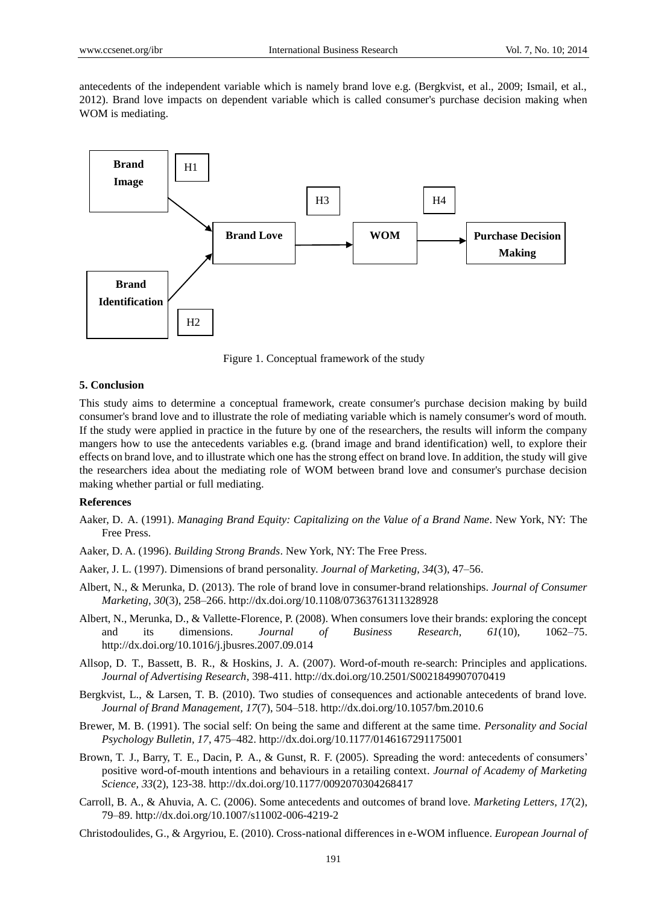antecedents of the independent variable which is namely brand love e.g. (Bergkvist, et al., 2009; Ismail, et al., 2012). Brand love impacts on dependent variable which is called consumer's purchase decision making when WOM is mediating.

Figure 1. Conceptual framework of the study

## 5. Conclusion

This study aims to determine a conceptual framework, create consumer's purchase decision making by build consumer's brand love and to illustrate the role of mediating variable which is namely consumer's word of mouth. If the study were applied in practice in the future by one of the researchers, the results will inform the company mangers how to use the antecedents variables e.g. (brand image and brand identification) well, to explore their effects on brand love, and to illustrate which one has the strong effect on brand love. In addition, the study will give the researchers idea about the mediating role of WOM between brand love and consumer's purchase decision making whether partial or full mediating.

## References

Aaker, D. A. (1991). *Managing Brand Equity: Capitalizing on the Value of a Brand Name*. New York, NY: The Free Press.

Aaker, D. A. (1996). *Building Strong Brands*. New York, NY: The Free Press.

Aaker, J. L. (1997). Dimensions of brand personality. *Journal of Marketing, 34*(3), 47–56.

Albert, N., & Merunka, D. (2013). The role of brand love in consumer-brand relationships. *Journal of Consumer Marketing, 30*(3), 258–266. http://dx.doi.org/10.1108/07363761311328928

Albert, N., Merunka, D., & Vallette-Florence, P. (2008). When consumers love their brands: exploring the concept and its dimensions. *Journal of Business Research, 61*(10), 1062–75. http://dx.doi.org/10.1016/j.jbusres.2007.09.014

Allsop, D. T., Bassett, B. R., & Hoskins, J. A. (2007). Word-of-mouth re-search: Principles and applications. *Journal of Advertising Research*, 398-411. http://dx.doi.org/10.2501/S0021849907070419

Bergkvist, L., & Larsen, T. B. (2010). Two studies of consequences and actionable antecedents of brand love. *Journal of Brand Management, 17*(7), 504–518. http://dx.doi.org/10.1057/bm.2010.6

Brewer, M. B. (1991). The social self: On being the same and different at the same time. *Personality and Social Psychology Bulletin, 17*, 475–482. http://dx.doi.org/10.1177/0146167291175001

Brown, T. J., Barry, T. E., Dacin, P. A., & Gunst, R. F. (2005). Spreading the word: antecedents of consumers' positive word-of-mouth intentions and behaviours in a retailing context. *Journal of Academy of Marketing Science, 33*(2), 123-38. http://dx.doi.org/10.1177/0092070304268417

Carroll, B. A., & Ahuvia, A. C. (2006). Some antecedents and outcomes of brand love. *Marketing Letters, 17*(2), 79–89. http://dx.doi.org/10.1007/s11002-006-4219-2

Christodoulides, G., & Argyriou, E. (2010). Cross-national differences in e-WOM influence. *European Journal of*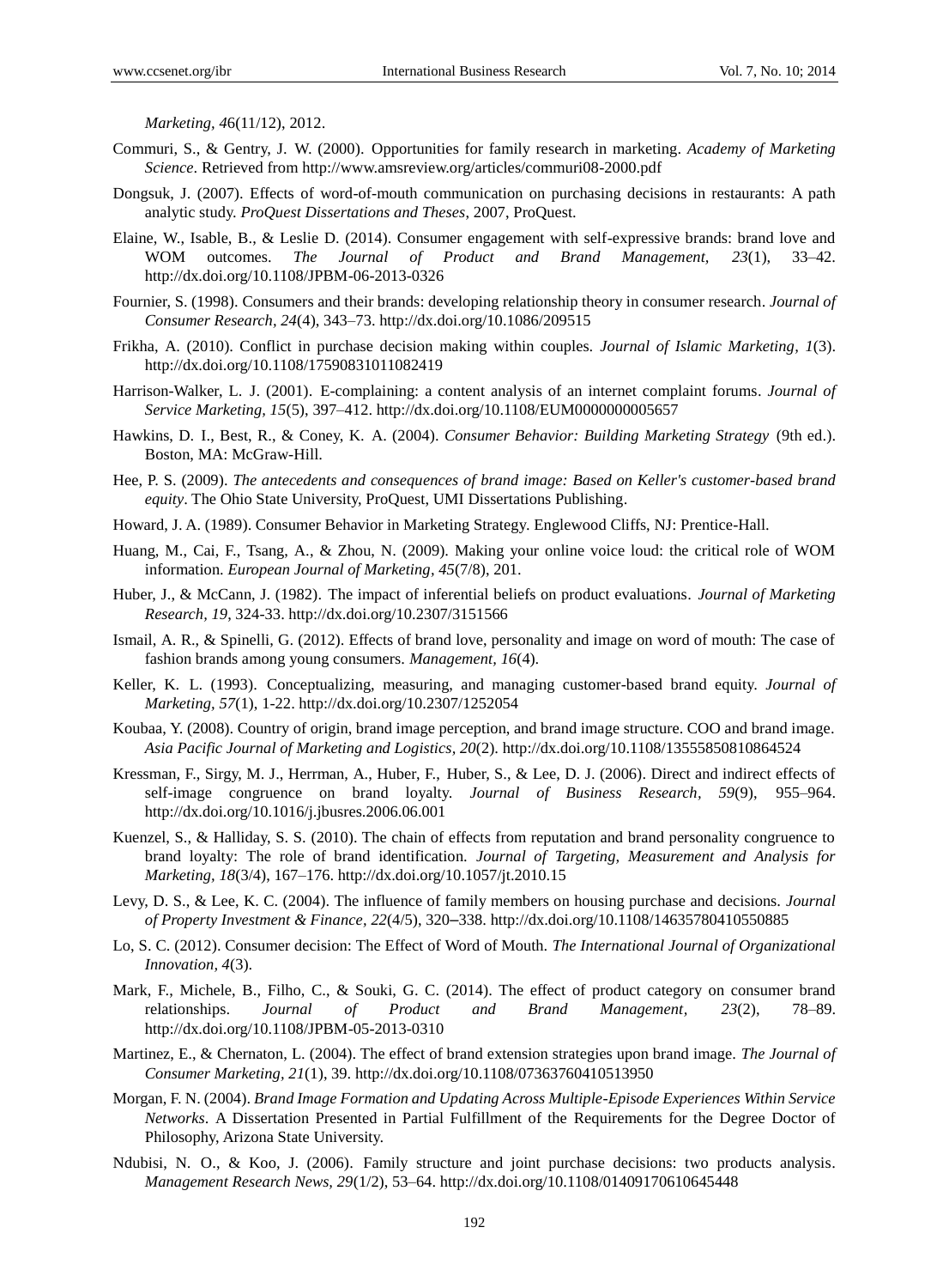*Marketing*, *4*6(11/12), 2012.

Commuri, S., & Gentry, J. W. (2000). Opportunities for family research in marketing. *Academy of Marketing Science*. Retrieved from http://www.amsreview.org/articles/commuri08-2000.pdf

Dongsuk, J. (2007). Effects of word-of-mouth communication on purchasing decisions in restaurants: A path analytic study. *ProQuest Dissertations and Theses*, 2007, ProQuest.

Elaine, W., Isable, B., & Leslie D. (2014). Consumer engagement with self-expressive brands: brand love and WOM outcomes. *The Journal of Product and Brand Management, 23*(1), 33–42. http://dx.doi.org/10.1108/JPBM-06-2013-0326

Fournier, S. (1998). Consumers and their brands: developing relationship theory in consumer research. *Journal of Consumer Research*, *24*(4), 343–73. http://dx.doi.org/10.1086/209515

Frikha, A. (2010). Conflict in purchase decision making within couples. *Journal of Islamic Marketing*, *1*(3). http://dx.doi.org/10.1108/17590831011082419

Harrison-Walker, L. J. (2001). E-complaining: a content analysis of an internet complaint forums. *Journal of Service Marketing, 15*(5), 397–412. http://dx.doi.org/10.1108/EUM0000000005657

Hawkins, D. I., Best, R., & Coney, K. A. (2004). *Consumer Behavior: Building Marketing Strategy* (9th ed.). Boston, MA: McGraw-Hill.

Hee, P. S. (2009). *The antecedents and consequences of brand image: Based on Keller's customer-based brand equity*. The Ohio State University, ProQuest, UMI Dissertations Publishing.

Howard, J. A. (1989). Consumer Behavior in Marketing Strategy. Englewood Cliffs, NJ: Prentice-Hall.

Huang, M., Cai, F., Tsang, A., & Zhou, N. (2009). Making your online voice loud: the critical role of WOM information. *European Journal of Marketing*, *45*(7/8), 201.

Huber, J., & McCann, J. (1982). The impact of inferential beliefs on product evaluations. *Journal of Marketing Research, 19,* 324-33. http://dx.doi.org/10.2307/3151566

Ismail, A. R., & Spinelli, G. (2012). Effects of brand love, personality and image on word of mouth: The case of fashion brands among young consumers. *Management, 16*(4).

Keller, K. L. (1993). Conceptualizing, measuring, and managing customer-based brand equity. *Journal of Marketing, 57*(1), 1-22. http://dx.doi.org/10.2307/1252054

Koubaa, Y. (2008). Country of origin, brand image perception, and brand image structure. COO and brand image. *Asia Pacific Journal of Marketing and Logistics, 20*(2). http://dx.doi.org/10.1108/13555850810864524

Kressman, F., Sirgy, M. J., Herrman, A., Huber, F., Huber, S., & Lee, D. J. (2006). Direct and indirect effects of self-image congruence on brand loyalty. *Journal of Business Research, 59*(9), 955–964. http://dx.doi.org/10.1016/j.jbusres.2006.06.001

Kuenzel, S., & Halliday, S. S. (2010). The chain of effects from reputation and brand personality congruence to brand loyalty: The role of brand identification. *Journal of Targeting, Measurement and Analysis for Marketing, 18*(3/4), 167–176. http://dx.doi.org/10.1057/jt.2010.15

Levy, D. S., & Lee, K. C. (2004). The influence of family members on housing purchase and decisions. *Journal of Property Investment & Finance, 22*(4/5), 320–338. http://dx.doi.org/10.1108/14635780410550885

Lo, S. C. (2012). Consumer decision: The Effect of Word of Mouth. *The International Journal of Organizational Innovation, 4*(3).

Mark, F., Michele, B., Filho, C., & Souki, G. C. (2014). The effect of product category on consumer brand relationships. *Journal of Product and Brand Management*, *23*(2), 78–89. http://dx.doi.org/10.1108/JPBM-05-2013-0310

Martinez, E., & Chernaton, L. (2004). The effect of brand extension strategies upon brand image. *The Journal of Consumer Marketing, 21*(1), 39. http://dx.doi.org/10.1108/07363760410513950

Morgan, F. N. (2004). *Brand Image Formation and Updating Across Multiple-Episode Experiences Within Service Networks*. A Dissertation Presented in Partial Fulfillment of the Requirements for the Degree Doctor of Philosophy, Arizona State University.

Ndubisi, N. O., & Koo, J. (2006). Family structure and joint purchase decisions: two products analysis. *Management Research News, 29*(1/2), 53–64. http://dx.doi.org/10.1108/01409170610645448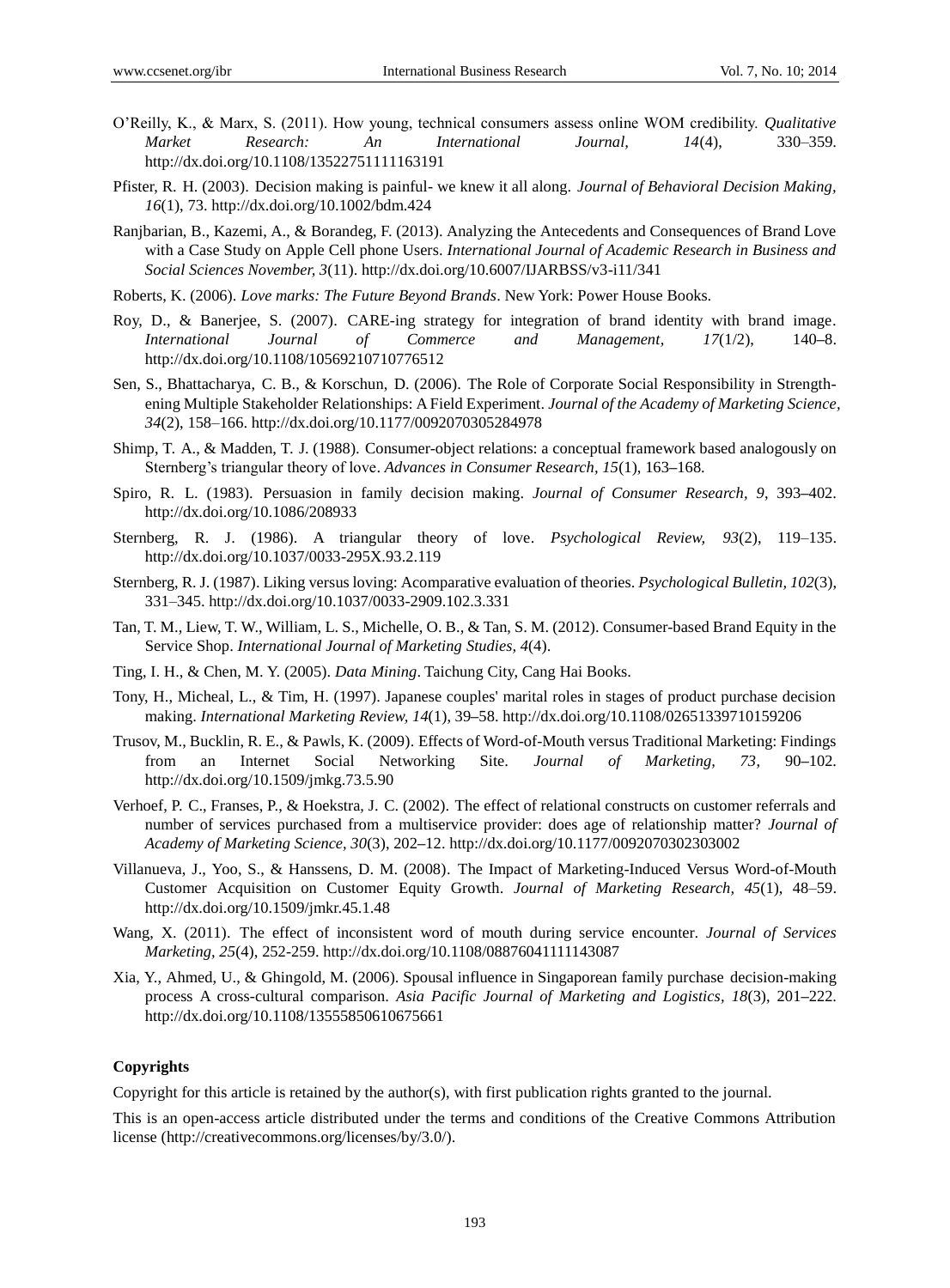O'Reilly, K., & Marx, S. (2011). How young, technical consumers assess online WOM credibility. *Qualitative Market Research: An International Journal, 14*(4), 330–359. http://dx.doi.org/10.1108/13522751111163191

Pfister, R. H. (2003). Decision making is painful- we knew it all along. *Journal of Behavioral Decision Making, 16*(1), 73. http://dx.doi.org/10.1002/bdm.424

Ranjbarian, B., Kazemi, A., & Borandeg, F. (2013). Analyzing the Antecedents and Consequences of Brand Love with a Case Study on Apple Cell phone Users. *International Journal of Academic Research in Business and Social Sciences November, 3*(11). http://dx.doi.org/10.6007/IJARBSS/v3-i11/341

Roberts, K. (2006). *Love marks: The Future Beyond Brands*. New York: Power House Books.

Roy, D., & Banerjee, S. (2007). CARE-ing strategy for integration of brand identity with brand image. *International Journal of Commerce and Management, 17*(1/2), 140–8. http://dx.doi.org/10.1108/10569210710776512

Sen, S., Bhattacharya, C. B., & Korschun, D. (2006). The Role of Corporate Social Responsibility in Strengthening Multiple Stakeholder Relationships: A Field Experiment. *Journal of the Academy of Marketing Science, 34*(2), 158–166. http://dx.doi.org/10.1177/0092070305284978

Shimp, T. A., & Madden, T. J. (1988). Consumer-object relations: a conceptual framework based analogously on Sternberg's triangular theory of love. *Advances in Consumer Research, 15*(1), 163–168.

Spiro, R. L. (1983). Persuasion in family decision making. *Journal of Consumer Research, 9*, 393–402. http://dx.doi.org/10.1086/208933

Sternberg, R. J. (1986). A triangular theory of love. *Psychological Review, 93*(2), 119–135. http://dx.doi.org/10.1037/0033-295X.93.2.119

Sternberg, R. J. (1987). Liking versus loving: Acomparative evaluation of theories. *Psychological Bulletin, 102*(3), 331–345. http://dx.doi.org/10.1037/0033-2909.102.3.331

Tan, T. M., Liew, T. W., William, L. S., Michelle, O. B., & Tan, S. M. (2012). Consumer-based Brand Equity in the Service Shop. *International Journal of Marketing Studies, 4*(4).

Ting, I. H., & Chen, M. Y. (2005). *Data Mining*. Taichung City, Cang Hai Books.

Tony, H., Micheal, L., & Tim, H. (1997). Japanese couples' marital roles in stages of product purchase decision making. *International Marketing Review, 14*(1), 39–58. http://dx.doi.org/10.1108/02651339710159206

Trusov, M., Bucklin, R. E., & Pawls, K. (2009). Effects of Word-of-Mouth versus Traditional Marketing: Findings from an Internet Social Networking Site. *Journal of Marketing, 73*, 90–102. http://dx.doi.org/10.1509/jmkg.73.5.90

Verhoef, P. C., Franses, P., & Hoekstra, J. C. (2002). The effect of relational constructs on customer referrals and number of services purchased from a multiservice provider: does age of relationship matter? *Journal of Academy of Marketing Science, 30*(3), 202–12. http://dx.doi.org/10.1177/0092070302303002

Villanueva, J., Yoo, S., & Hanssens, D. M. (2008). The Impact of Marketing-Induced Versus Word-of-Mouth Customer Acquisition on Customer Equity Growth. *Journal of Marketing Research, 45*(1), 48–59. http://dx.doi.org/10.1509/jmkr.45.1.48

Wang, X. (2011). The effect of inconsistent word of mouth during service encounter. *Journal of Services Marketing, 25*(4), 252-259. http://dx.doi.org/10.1108/08876041111143087

Xia, Y., Ahmed, U., & Ghingold, M. (2006). Spousal influence in Singaporean family purchase decision-making process A cross-cultural comparison. *Asia Pacific Journal of Marketing and Logistics, 18*(3), 201–222. http://dx.doi.org/10.1108/13555850610675661

**Copyrights**

Copyright for this article is retained by the author(s), with first publication rights granted to the journal.

This is an open-access article distributed under the terms and conditions of the Creative Commons Attribution license (http://creativecommons.org/licenses/by/3.0/).